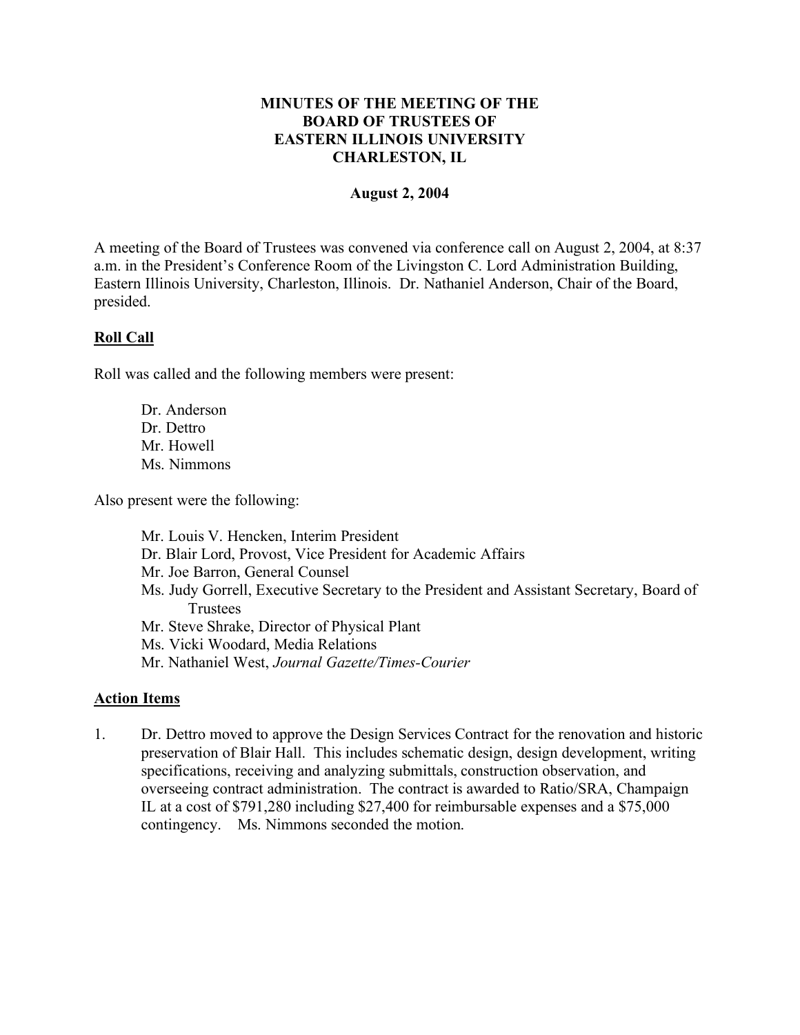# MINUTES OF THE MEETING OF THE BOARD OF TRUSTEES OF EASTERN ILLINOIS UNIVERSITY CHARLESTON, IL

**August 2, 2004**

A meeting of the Board of Trustees was convened via conference call on August 2, 2004, at 8:37 a.m. in the President's Conference Room of the Livingston C. Lord Administration Building, Eastern Illinois University, Charleston, Illinois. Dr. Nathaniel Anderson, Chair of the Board, presided.

## Roll Call

Roll was called and the following members were present:

Dr. Anderson
Dr. Dettro
Mr. Howell
Ms. Nimmons

Also present were the following:

Mr. Louis V. Hencken, Interim President
Dr. Blair Lord, Provost, Vice President for Academic Affairs
Mr. Joe Barron, General Counsel
Ms. Judy Gorrell, Executive Secretary to the President and Assistant Secretary, Board of Trustees
Mr. Steve Shrake, Director of Physical Plant
Ms. Vicki Woodard, Media Relations
Mr. Nathaniel West, *Journal Gazette/Times-Courier*

## Action Items

1. Dr. Dettro moved to approve the Design Services Contract for the renovation and historic preservation of Blair Hall. This includes schematic design, design development, writing specifications, receiving and analyzing submittals, construction observation, and overseeing contract administration. The contract is awarded to Ratio/SRA, Champaign IL at a cost of $791,280 including $27,400 for reimbursable expenses and a $75,000 contingency. Ms. Nimmons seconded the motion.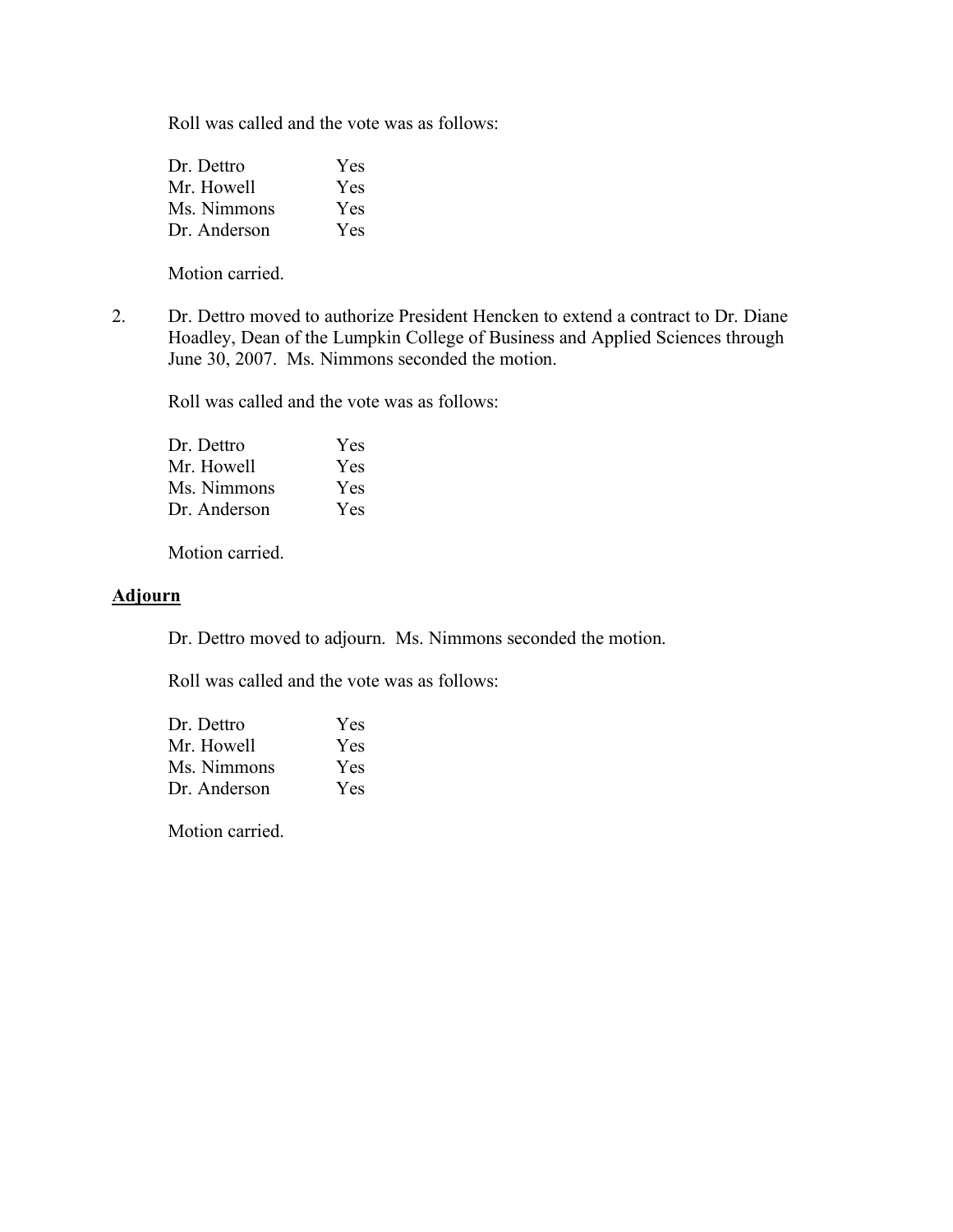Roll was called and the vote was as follows:

| | |
|---|---|
| Dr. Dettro | Yes |
| Mr. Howell | Yes |
| Ms. Nimmons | Yes |
| Dr. Anderson | Yes |

Motion carried.

2. Dr. Dettro moved to authorize President Hencken to extend a contract to Dr. Diane Hoadley, Dean of the Lumpkin College of Business and Applied Sciences through June 30, 2007. Ms. Nimmons seconded the motion.

   Roll was called and the vote was as follows:

| | |
|---|---|
| Dr. Dettro | Yes |
| Mr. Howell | Yes |
| Ms. Nimmons | Yes |
| Dr. Anderson | Yes |

Motion carried.

**Adjourn**

Dr. Dettro moved to adjourn. Ms. Nimmons seconded the motion.

Roll was called and the vote was as follows:

| | |
|---|---|
| Dr. Dettro | Yes |
| Mr. Howell | Yes |
| Ms. Nimmons | Yes |
| Dr. Anderson | Yes |

Motion carried.